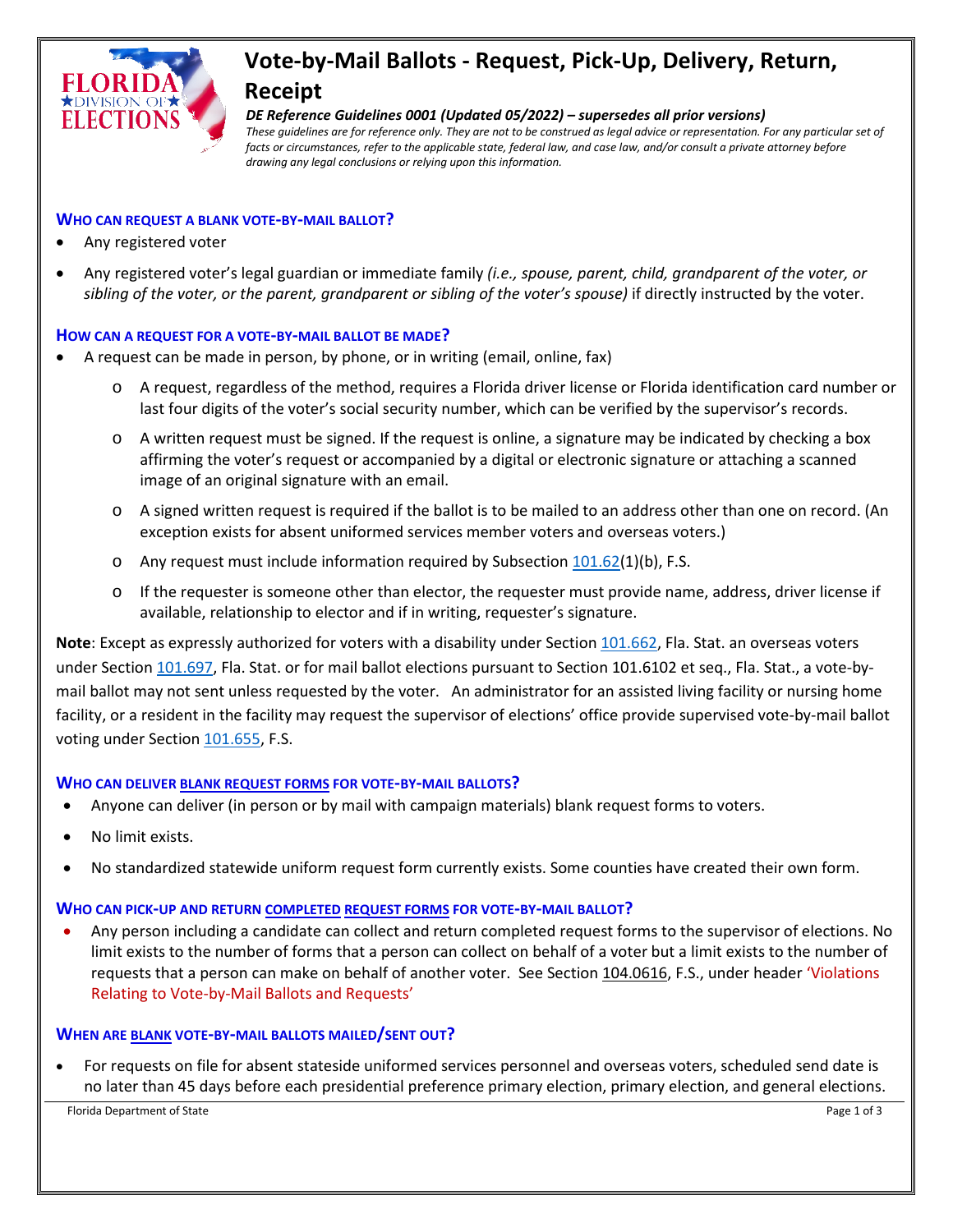# Vote-by-Mail Ballots - Request, Pick-Up, Delivery, Return, Receipt

***DE Reference Guidelines 0001 (Updated 05/2022) – supersedes all prior versions)***

*These guidelines are for reference only. They are not to be construed as legal advice or representation. For any particular set of facts or circumstances, refer to the applicable state, federal law, and case law, and/or consult a private attorney before drawing any legal conclusions or relying upon this information.*

## WHO CAN REQUEST A BLANK VOTE-BY-MAIL BALLOT?

- Any registered voter
- Any registered voter's legal guardian or immediate family *(i.e., spouse, parent, child, grandparent of the voter, or sibling of the voter, or the parent, grandparent or sibling of the voter's spouse)* if directly instructed by the voter.

## HOW CAN A REQUEST FOR A VOTE-BY-MAIL BALLOT BE MADE?

- A request can be made in person, by phone, or in writing (email, online, fax)
  - A request, regardless of the method, requires a Florida driver license or Florida identification card number or last four digits of the voter's social security number, which can be verified by the supervisor's records.
  - A written request must be signed. If the request is online, a signature may be indicated by checking a box affirming the voter's request or accompanied by a digital or electronic signature or attaching a scanned image of an original signature with an email.
  - A signed written request is required if the ballot is to be mailed to an address other than one on record. (An exception exists for absent uniformed services member voters and overseas voters.)
  - Any request must include information required by Subsection 101.62(1)(b), F.S.
  - If the requester is someone other than elector, the requester must provide name, address, driver license if available, relationship to elector and if in writing, requester's signature.

**Note**: Except as expressly authorized for voters with a disability under Section 101.662, Fla. Stat. an overseas voters under Section 101.697, Fla. Stat. or for mail ballot elections pursuant to Section 101.6102 et seq., Fla. Stat., a vote-by-mail ballot may not sent unless requested by the voter. An administrator for an assisted living facility or nursing home facility, or a resident in the facility may request the supervisor of elections' office provide supervised vote-by-mail ballot voting under Section 101.655, F.S.

## WHO CAN DELIVER BLANK REQUEST FORMS FOR VOTE-BY-MAIL BALLOTS?

- Anyone can deliver (in person or by mail with campaign materials) blank request forms to voters.
- No limit exists.
- No standardized statewide uniform request form currently exists. Some counties have created their own form.

## WHO CAN PICK-UP AND RETURN COMPLETED REQUEST FORMS FOR VOTE-BY-MAIL BALLOT?

- Any person including a candidate can collect and return completed request forms to the supervisor of elections. No limit exists to the number of forms that a person can collect on behalf of a voter but a limit exists to the number of requests that a person can make on behalf of another voter. See Section 104.0616, F.S., under header 'Violations Relating to Vote-by-Mail Ballots and Requests'

## WHEN ARE BLANK VOTE-BY-MAIL BALLOTS MAILED/SENT OUT?

- For requests on file for absent stateside uniformed services personnel and overseas voters, scheduled send date is no later than 45 days before each presidential preference primary election, primary election, and general elections.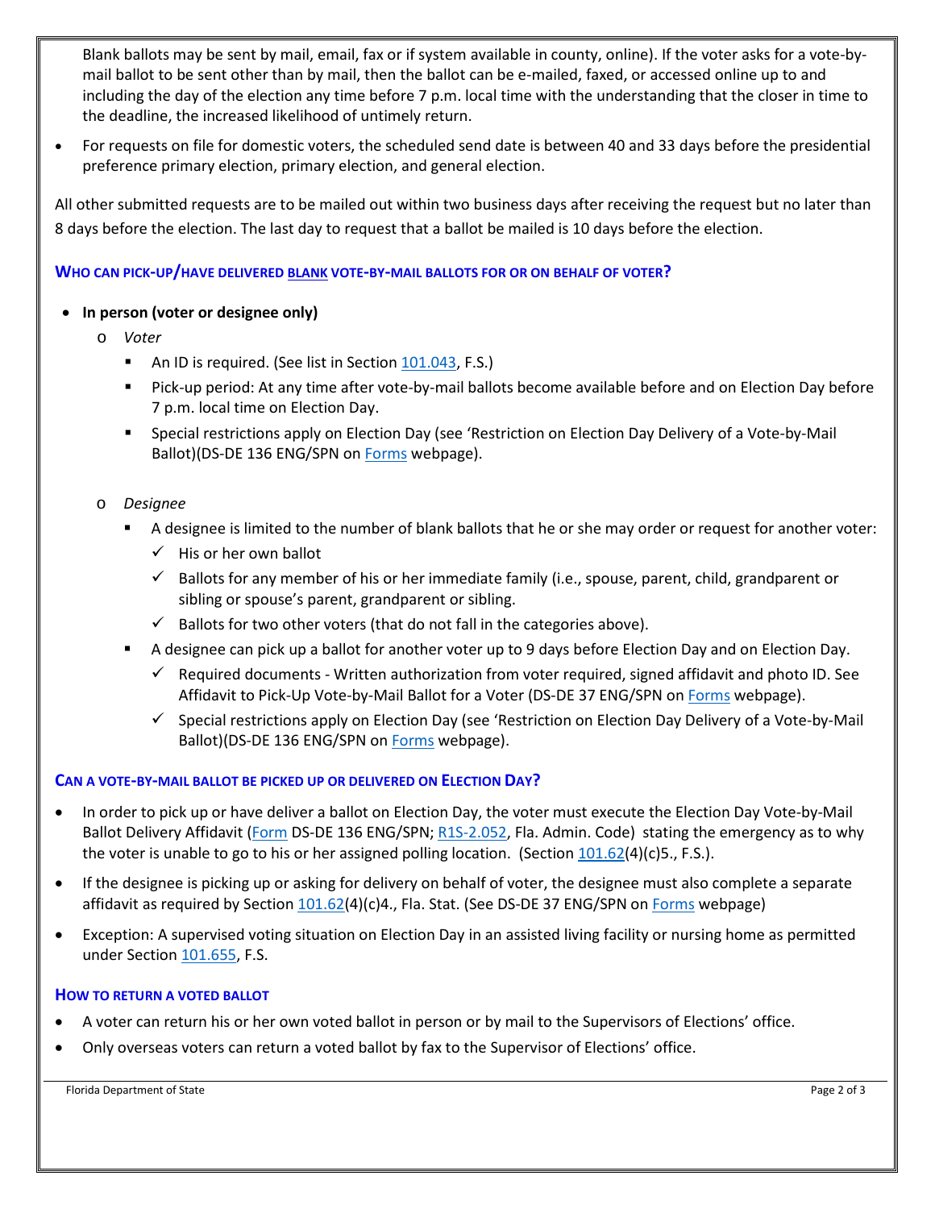Blank ballots may be sent by mail, email, fax or if system available in county, online). If the voter asks for a vote-by-mail ballot to be sent other than by mail, then the ballot can be e-mailed, faxed, or accessed online up to and including the day of the election any time before 7 p.m. local time with the understanding that the closer in time to the deadline, the increased likelihood of untimely return.

- For requests on file for domestic voters, the scheduled send date is between 40 and 33 days before the presidential preference primary election, primary election, and general election.

All other submitted requests are to be mailed out within two business days after receiving the request but no later than 8 days before the election. The last day to request that a ballot be mailed is 10 days before the election.

### WHO CAN PICK-UP/HAVE DELIVERED BLANK VOTE-BY-MAIL BALLOTS FOR OR ON BEHALF OF VOTER?

- **In person (voter or designee only)**
  - *Voter*
    - An ID is required. (See list in Section 101.043, F.S.)
    - Pick-up period: At any time after vote-by-mail ballots become available before and on Election Day before 7 p.m. local time on Election Day.
    - Special restrictions apply on Election Day (see 'Restriction on Election Day Delivery of a Vote-by-Mail Ballot)(DS-DE 136 ENG/SPN on Forms webpage).
  - *Designee*
    - A designee is limited to the number of blank ballots that he or she may order or request for another voter:
      - ✓ His or her own ballot
      - ✓ Ballots for any member of his or her immediate family (i.e., spouse, parent, child, grandparent or sibling or spouse's parent, grandparent or sibling.
      - ✓ Ballots for two other voters (that do not fall in the categories above).
    - A designee can pick up a ballot for another voter up to 9 days before Election Day and on Election Day.
      - ✓ Required documents - Written authorization from voter required, signed affidavit and photo ID. See Affidavit to Pick-Up Vote-by-Mail Ballot for a Voter (DS-DE 37 ENG/SPN on Forms webpage).
      - ✓ Special restrictions apply on Election Day (see 'Restriction on Election Day Delivery of a Vote-by-Mail Ballot)(DS-DE 136 ENG/SPN on Forms webpage).

### CAN A VOTE-BY-MAIL BALLOT BE PICKED UP OR DELIVERED ON ELECTION DAY?

- In order to pick up or have deliver a ballot on Election Day, the voter must execute the Election Day Vote-by-Mail Ballot Delivery Affidavit (Form DS-DE 136 ENG/SPN; R1S-2.052, Fla. Admin. Code) stating the emergency as to why the voter is unable to go to his or her assigned polling location. (Section 101.62(4)(c)5., F.S.).
- If the designee is picking up or asking for delivery on behalf of voter, the designee must also complete a separate affidavit as required by Section 101.62(4)(c)4., Fla. Stat. (See DS-DE 37 ENG/SPN on Forms webpage)
- Exception: A supervised voting situation on Election Day in an assisted living facility or nursing home as permitted under Section 101.655, F.S.

### HOW TO RETURN A VOTED BALLOT

- A voter can return his or her own voted ballot in person or by mail to the Supervisors of Elections' office.
- Only overseas voters can return a voted ballot by fax to the Supervisor of Elections' office.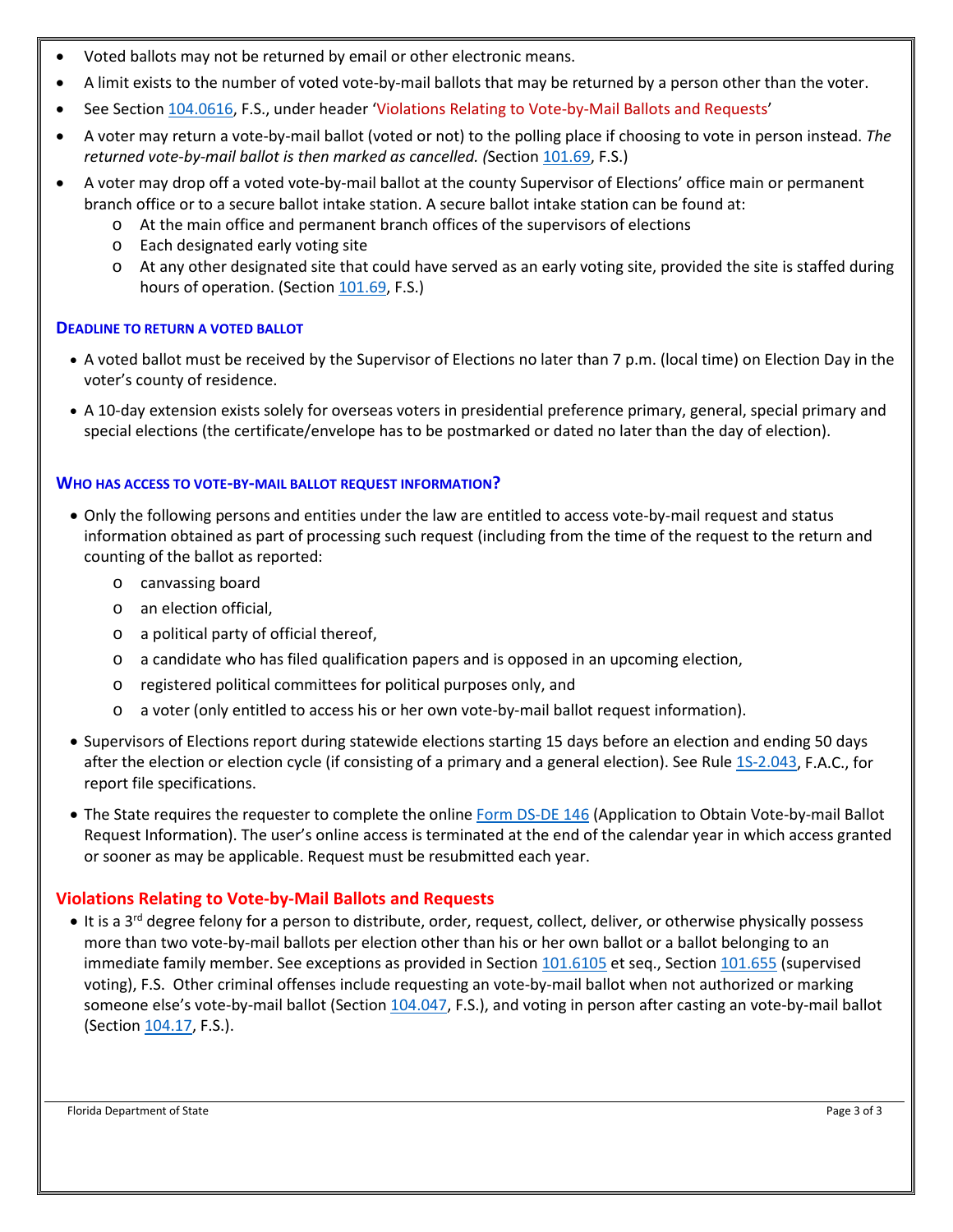- Voted ballots may not be returned by email or other electronic means.
- A limit exists to the number of voted vote-by-mail ballots that may be returned by a person other than the voter.
- See Section 104.0616, F.S., under header 'Violations Relating to Vote-by-Mail Ballots and Requests'
- A voter may return a vote-by-mail ballot (voted or not) to the polling place if choosing to vote in person instead. *The returned vote-by-mail ballot is then marked as cancelled. (*Section 101.69, F.S.)
- A voter may drop off a voted vote-by-mail ballot at the county Supervisor of Elections' office main or permanent branch office or to a secure ballot intake station. A secure ballot intake station can be found at:
  - At the main office and permanent branch offices of the supervisors of elections
  - Each designated early voting site
  - At any other designated site that could have served as an early voting site, provided the site is staffed during hours of operation. (Section 101.69, F.S.)

### DEADLINE TO RETURN A VOTED BALLOT

- A voted ballot must be received by the Supervisor of Elections no later than 7 p.m. (local time) on Election Day in the voter's county of residence.
- A 10-day extension exists solely for overseas voters in presidential preference primary, general, special primary and special elections (the certificate/envelope has to be postmarked or dated no later than the day of election).

### WHO HAS ACCESS TO VOTE-BY-MAIL BALLOT REQUEST INFORMATION?

- Only the following persons and entities under the law are entitled to access vote-by-mail request and status information obtained as part of processing such request (including from the time of the request to the return and counting of the ballot as reported:
  - canvassing board
  - an election official,
  - a political party of official thereof,
  - a candidate who has filed qualification papers and is opposed in an upcoming election,
  - registered political committees for political purposes only, and
  - a voter (only entitled to access his or her own vote-by-mail ballot request information).
- Supervisors of Elections report during statewide elections starting 15 days before an election and ending 50 days after the election or election cycle (if consisting of a primary and a general election). See Rule 1S-2.043, F.A.C., for report file specifications.
- The State requires the requester to complete the online Form DS-DE 146 (Application to Obtain Vote-by-mail Ballot Request Information). The user's online access is terminated at the end of the calendar year in which access granted or sooner as may be applicable. Request must be resubmitted each year.

## Violations Relating to Vote-by-Mail Ballots and Requests

- It is a 3rd degree felony for a person to distribute, order, request, collect, deliver, or otherwise physically possess more than two vote-by-mail ballots per election other than his or her own ballot or a ballot belonging to an immediate family member. See exceptions as provided in Section 101.6105 et seq., Section 101.655 (supervised voting), F.S. Other criminal offenses include requesting an vote-by-mail ballot when not authorized or marking someone else's vote-by-mail ballot (Section 104.047, F.S.), and voting in person after casting an vote-by-mail ballot (Section 104.17, F.S.).